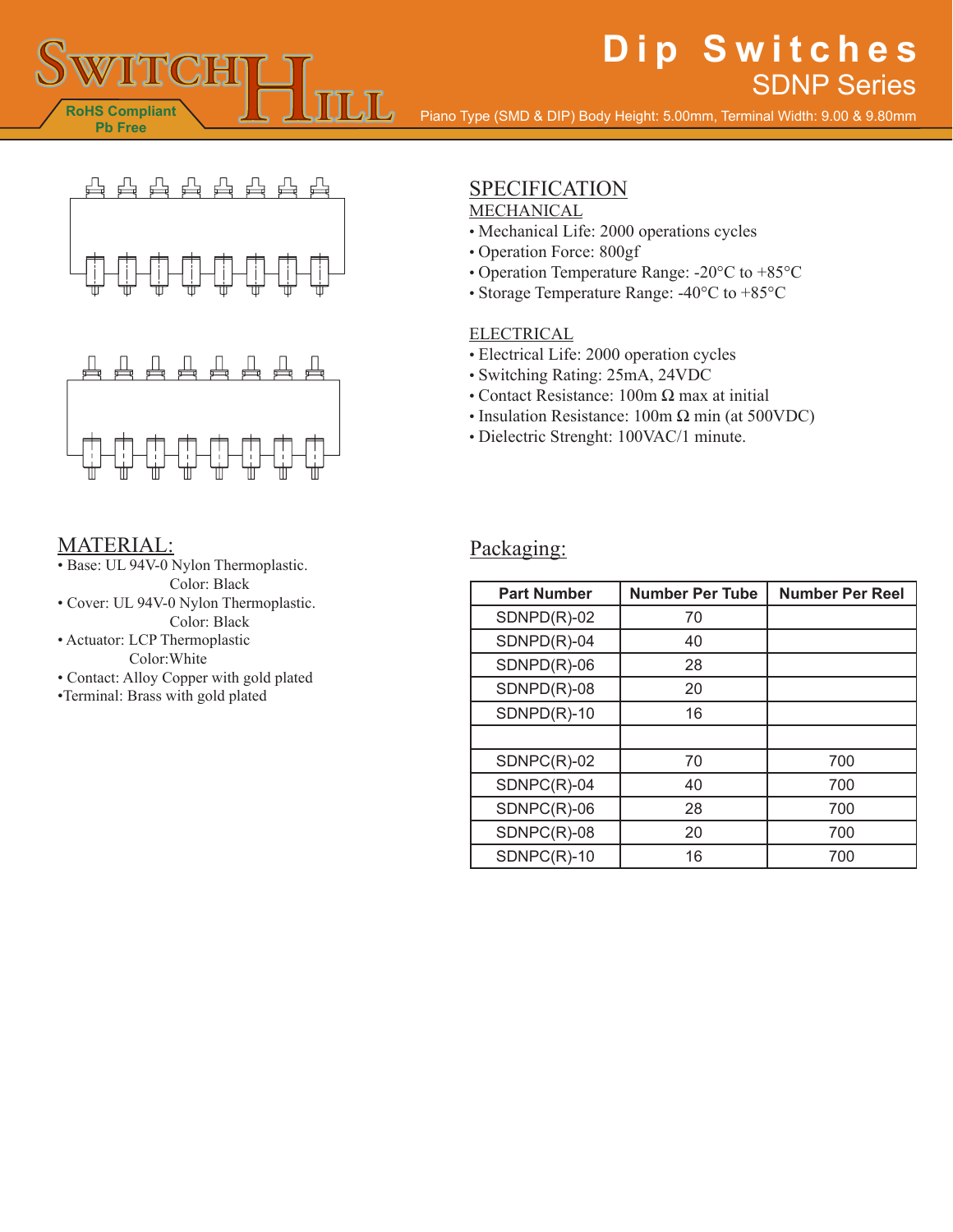# Dip Switches

## SDNP Series

RoHS Compliant
Pb Free

Piano Type (SMD & DIP) Body Height: 5.00mm, Terminal Width: 9.00 & 9.80mm

## SPECIFICATION

### MECHANICAL

- Mechanical Life: 2000 operations cycles
- Operation Force: 800gf
- Operation Temperature Range: -20°C to +85°C
- Storage Temperature Range: -40°C to +85°C

### ELECTRICAL

- Electrical Life: 2000 operation cycles
- Switching Rating: 25mA, 24VDC
- Contact Resistance: 100m Ω max at initial
- Insulation Resistance: 100m Ω min (at 500VDC)
- Dielectric Strenght: 100VAC/1 minute.

## MATERIAL:

- Base: UL 94V-0 Nylon Thermoplastic.
  Color: Black
- Cover: UL 94V-0 Nylon Thermoplastic.
  Color: Black
- Actuator: LCP Thermoplastic
  Color:White
- Contact: Alloy Copper with gold plated
- Terminal: Brass with gold plated

## Packaging:

| Part Number | Number Per Tube | Number Per Reel |
|---|---|---|
| SDNPD(R)-02 | 70 | |
| SDNPD(R)-04 | 40 | |
| SDNPD(R)-06 | 28 | |
| SDNPD(R)-08 | 20 | |
| SDNPD(R)-10 | 16 | |
| | | |
| SDNPC(R)-02 | 70 | 700 |
| SDNPC(R)-04 | 40 | 700 |
| SDNPC(R)-06 | 28 | 700 |
| SDNPC(R)-08 | 20 | 700 |
| SDNPC(R)-10 | 16 | 700 |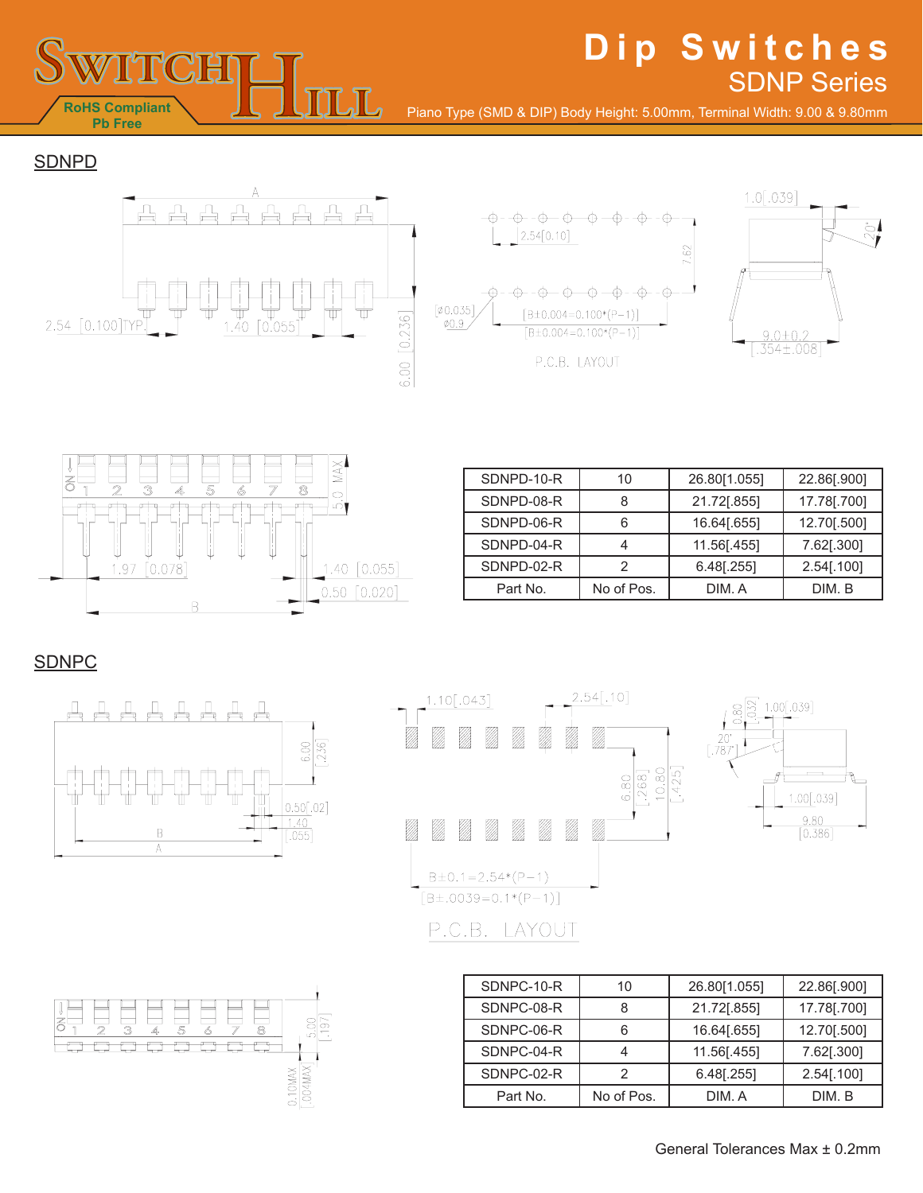# Dip Switches

## SDNP Series

Piano Type (SMD & DIP) Body Height: 5.00mm, Terminal Width: 9.00 & 9.80mm

RoHS Compliant
Pb Free

## SDNPD

| SDNPD-10-R | 10 | 26.80[1.055] | 22.86[.900] |
|---|---|---|---|
| SDNPD-08-R | 8 | 21.72[.855] | 17.78[.700] |
| SDNPD-06-R | 6 | 16.64[.655] | 12.70[.500] |
| SDNPD-04-R | 4 | 11.56[.455] | 7.62[.300] |
| SDNPD-02-R | 2 | 6.48[.255] | 2.54[.100] |
| Part No. | No of Pos. | DIM. A | DIM. B |

## SDNPC

| SDNPC-10-R | 10 | 26.80[1.055] | 22.86[.900] |
|---|---|---|---|
| SDNPC-08-R | 8 | 21.72[.855] | 17.78[.700] |
| SDNPC-06-R | 6 | 16.64[.655] | 12.70[.500] |
| SDNPC-04-R | 4 | 11.56[.455] | 7.62[.300] |
| SDNPC-02-R | 2 | 6.48[.255] | 2.54[.100] |
| Part No. | No of Pos. | DIM. A | DIM. B |

General Tolerances Max ± 0.2mm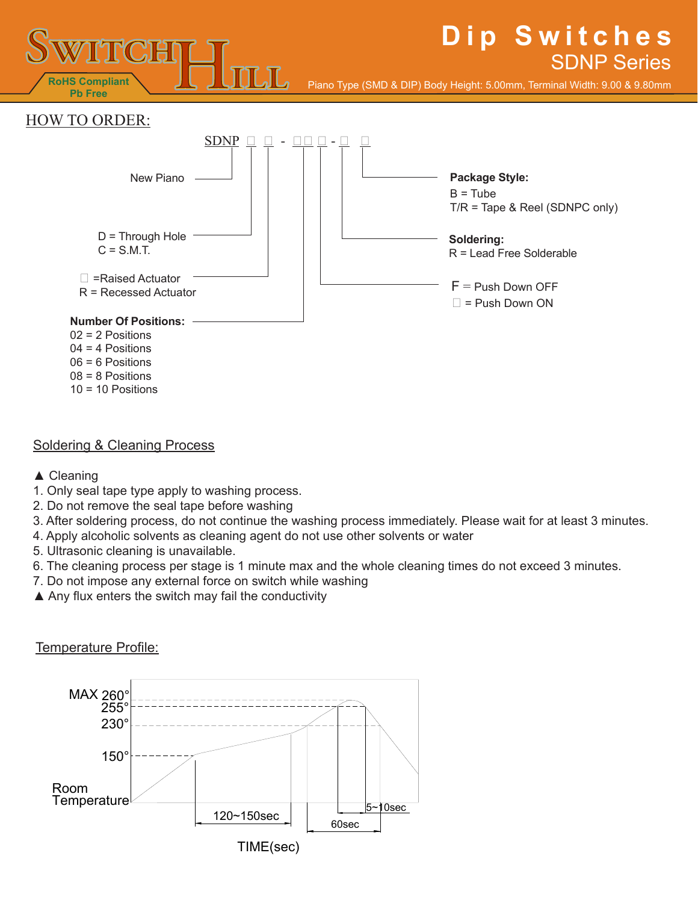# Dip Switches

## SDNP Series

Piano Type (SMD & DIP) Body Height: 5.00mm, Terminal Width: 9.00 & 9.80mm

RoHS Compliant
Pb Free

## HOW TO ORDER:

SDNP □ □ - □□ □ - □ □

New Piano

D = Through Hole
C = S.M.T.

□ =Raised Actuator
R = Recessed Actuator

**Number Of Positions:**
02 = 2 Positions
04 = 4 Positions
06 = 6 Positions
08 = 8 Positions
10 = 10 Positions

**Package Style:**
B = Tube
T/R = Tape & Reel (SDNPC only)

**Soldering:**
R = Lead Free Solderable

F = Push Down OFF
□ = Push Down ON

## Soldering & Cleaning Process

▲ Cleaning

1. Only seal tape type apply to washing process.
2. Do not remove the seal tape before washing
3. After soldering process, do not continue the washing process immediately. Please wait for at least 3 minutes.
4. Apply alcoholic solvents as cleaning agent do not use other solvents or water
5. Ultrasonic cleaning is unavailable.
6. The cleaning process per stage is 1 minute max and the whole cleaning times do not exceed 3 minutes.
7. Do not impose any external force on switch while washing

▲ Any flux enters the switch may fail the conductivity

## Temperature Profile:

MAX 260°
255°
230°
150°
Room Temperature
120~150sec
60sec
5~10sec
TIME(sec)